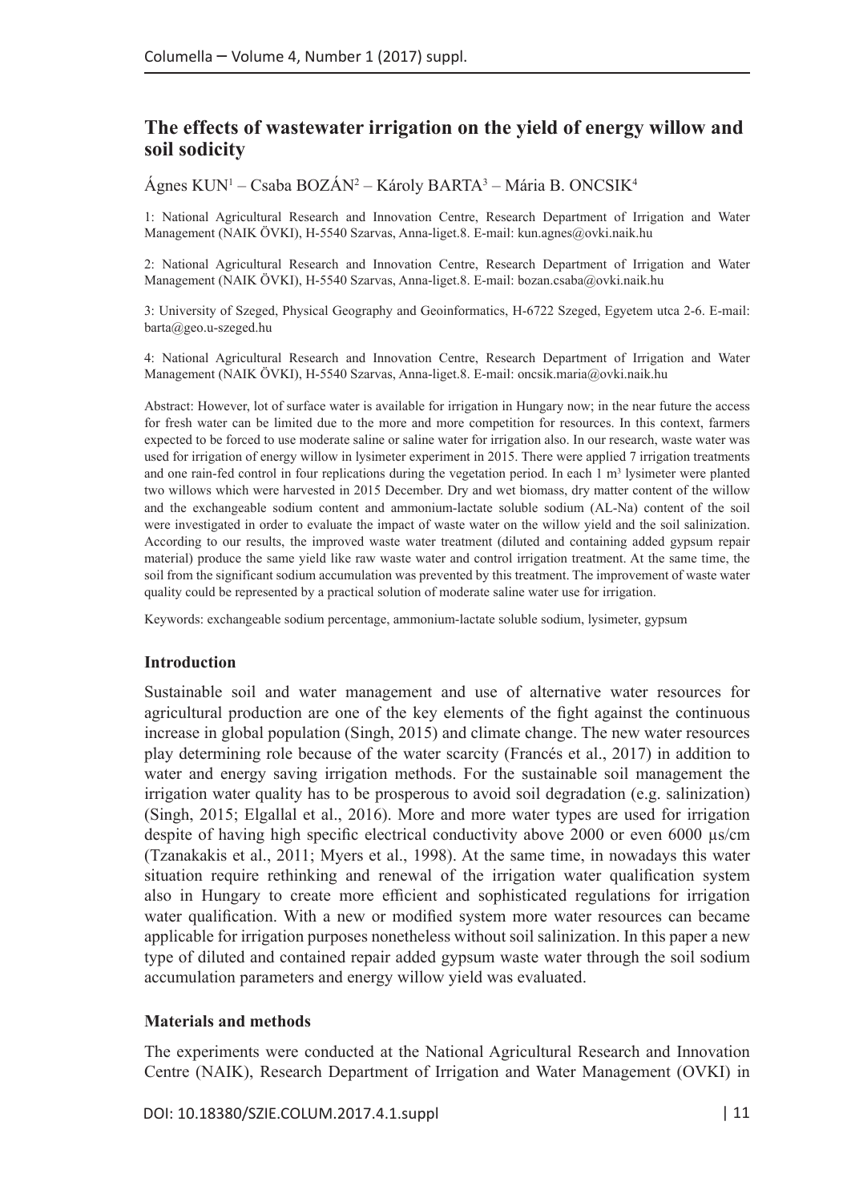## The effects of wastewater irrigation on the yield of energy willow and soil sodicity

Ágnes KUN[1] – Csaba BOZÁN[2] – Károly BARTA[3] – Mária B. ONCSIK[4]

1: National Agricultural Research and Innovation Centre, Research Department of Irrigation and Water Management (NAIK ÖVKI), H-5540 Szarvas, Anna-liget.8. E-mail: kun.agnes@ovki.naik.hu

2: National Agricultural Research and Innovation Centre, Research Department of Irrigation and Water Management (NAIK ÖVKI), H-5540 Szarvas, Anna-liget.8. E-mail: bozan.csaba@ovki.naik.hu

3: University of Szeged, Physical Geography and Geoinformatics, H-6722 Szeged, Egyetem utca 2-6. E-mail: barta@geo.u-szeged.hu

4: National Agricultural Research and Innovation Centre, Research Department of Irrigation and Water Management (NAIK ÖVKI), H-5540 Szarvas, Anna-liget.8. E-mail: oncsik.maria@ovki.naik.hu

Abstract: However, lot of surface water is available for irrigation in Hungary now; in the near future the access for fresh water can be limited due to the more and more competition for resources. In this context, farmers expected to be forced to use moderate saline or saline water for irrigation also. In our research, waste water was used for irrigation of energy willow in lysimeter experiment in 2015. There were applied 7 irrigation treatments and one rain-fed control in four replications during the vegetation period. In each 1 $m^3$ lysimeter were planted two willows which were harvested in 2015 December. Dry and wet biomass, dry matter content of the willow and the exchangeable sodium content and ammonium-lactate soluble sodium (AL-Na) content of the soil were investigated in order to evaluate the impact of waste water on the willow yield and the soil salinization. According to our results, the improved waste water treatment (diluted and containing added gypsum repair material) produce the same yield like raw waste water and control irrigation treatment. At the same time, the soil from the significant sodium accumulation was prevented by this treatment. The improvement of waste water quality could be represented by a practical solution of moderate saline water use for irrigation.

Keywords: exchangeable sodium percentage, ammonium-lactate soluble sodium, lysimeter, gypsum

### Introduction

Sustainable soil and water management and use of alternative water resources for agricultural production are one of the key elements of the fight against the continuous increase in global population (Singh, 2015) and climate change. The new water resources play determining role because of the water scarcity (Francés et al., 2017) in addition to water and energy saving irrigation methods. For the sustainable soil management the irrigation water quality has to be prosperous to avoid soil degradation (e.g. salinization) (Singh, 2015; Elgallal et al., 2016). More and more water types are used for irrigation despite of having high specific electrical conductivity above 2000 or even 6000 µs/cm (Tzanakakis et al., 2011; Myers et al., 1998). At the same time, in nowadays this water situation require rethinking and renewal of the irrigation water qualification system also in Hungary to create more efficient and sophisticated regulations for irrigation water qualification. With a new or modified system more water resources can became applicable for irrigation purposes nonetheless without soil salinization. In this paper a new type of diluted and contained repair added gypsum waste water through the soil sodium accumulation parameters and energy willow yield was evaluated.

### Materials and methods

The experiments were conducted at the National Agricultural Research and Innovation Centre (NAIK), Research Department of Irrigation and Water Management (OVKI) in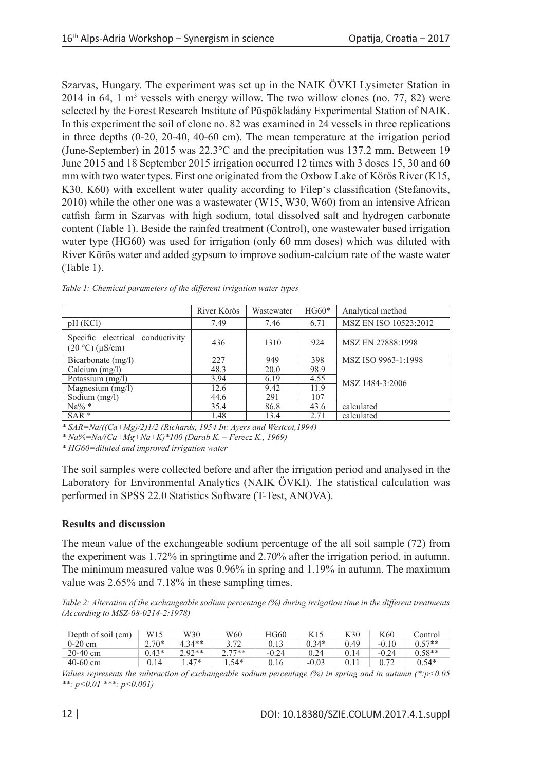Szarvas, Hungary. The experiment was set up in the NAIK ÖVKI Lysimeter Station in 2014 in 64, 1 $m^3$ vessels with energy willow. The two willow clones (no. 77, 82) were selected by the Forest Research Institute of Püspökladány Experimental Station of NAIK. In this experiment the soil of clone no. 82 was examined in 24 vessels in three replications in three depths (0-20, 20-40, 40-60 cm). The mean temperature at the irrigation period (June-September) in 2015 was 22.3°C and the precipitation was 137.2 mm. Between 19 June 2015 and 18 September 2015 irrigation occurred 12 times with 3 doses 15, 30 and 60 mm with two water types. First one originated from the Oxbow Lake of Körös River (K15, K30, K60) with excellent water quality according to Filep's classification (Stefanovits, 2010) while the other one was a wastewater (W15, W30, W60) from an intensive African catfish farm in Szarvas with high sodium, total dissolved salt and hydrogen carbonate content (Table 1). Beside the rainfed treatment (Control), one wastewater based irrigation water type (HG60) was used for irrigation (only 60 mm doses) which was diluted with River Körös water and added gypsum to improve sodium-calcium rate of the waste water (Table 1).

*Table 1: Chemical parameters of the different irrigation water types*

| | River Körös | Wastewater | HG60* | Analytical method |
|---|---|---|---|---|
| pH (KCl) | 7.49 | 7.46 | 6.71 | MSZ EN ISO 10523:2012 |
| Specific electrical conductivity (20 °C) (μS/cm) | 436 | 1310 | 924 | MSZ EN 27888:1998 |
| Bicarbonate (mg/l) | 227 | 949 | 398 | MSZ ISO 9963-1:1998 |
| Calcium (mg/l) | 48.3 | 20.0 | 98.9 | MSZ 1484-3:2006 |
| Potassium (mg/l) | 3.94 | 6.19 | 4.55 | |
| Magnesium (mg/l) | 12.6 | 9.42 | 11.9 | |
| Sodium (mg/l) | 44.6 | 291 | 107 | |
| Na% * | 35.4 | 86.8 | 43.6 | calculated |
| SAR * | 1.48 | 13.4 | 2.71 | calculated |

*\* SAR=Na/((Ca+Mg)/2)1/2 (Richards, 1954 In: Ayers and Westcot,1994)*

*\* Na%=Na/(Ca+Mg+Na+K)\*100 (Darab K. – Ferecz K., 1969)*

*\* HG60=diluted and improved irrigation water*

The soil samples were collected before and after the irrigation period and analysed in the Laboratory for Environmental Analytics (NAIK ÖVKI). The statistical calculation was performed in SPSS 22.0 Statistics Software (T-Test, ANOVA).

**Results and discussion**

The mean value of the exchangeable sodium percentage of the all soil sample (72) from the experiment was 1.72% in springtime and 2.70% after the irrigation period, in autumn. The minimum measured value was 0.96% in spring and 1.19% in autumn. The maximum value was 2.65% and 7.18% in these sampling times.

*Table 2: Alteration of the exchangeable sodium percentage (%) during irrigation time in the different treatments (According to MSZ-08-0214-2:1978)*

| Depth of soil (cm) | W15 | W30 | W60 | HG60 | K15 | K30 | K60 | Control |
|---|---|---|---|---|---|---|---|---|
| 0-20 cm | 2.70* | 4.34** | 3.72 | 0.13 | 0.34* | 0.49 | -0.10 | 0.57** |
| 20-40 cm | 0.43* | 2.92** | 2.77** | -0.24 | 0.24 | 0.14 | -0.24 | 0.58** |
| 40-60 cm | 0.14 | 1.47* | 1.54* | 0.16 | -0.03 | 0.11 | 0.72 | 0.54* |

*Values represents the subtraction of exchangeable sodium percentage (%) in spring and in autumn (\*:p<0.05 \*\*: p<0.01 \*\*\*: p<0.001)*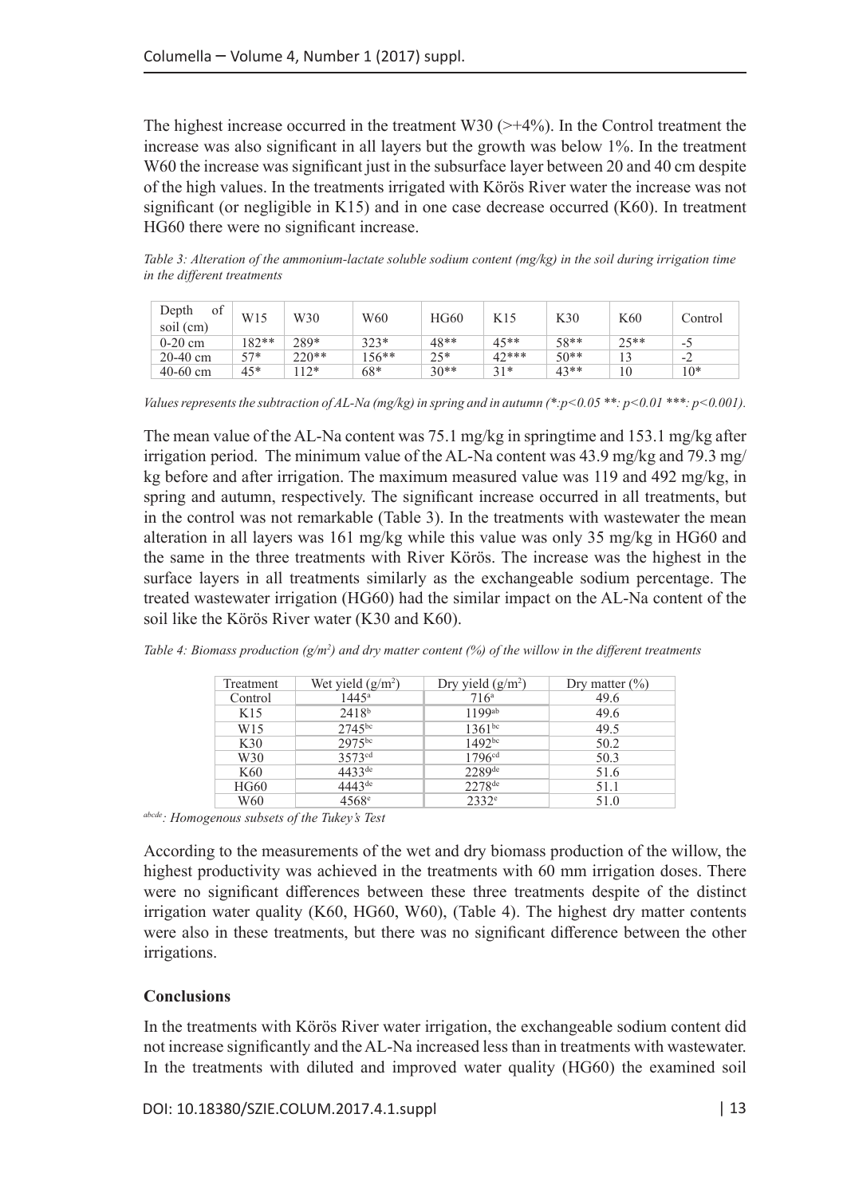The highest increase occurred in the treatment W30 (>+4%). In the Control treatment the increase was also significant in all layers but the growth was below 1%. In the treatment W60 the increase was significant just in the subsurface layer between 20 and 40 cm despite of the high values. In the treatments irrigated with Körös River water the increase was not significant (or negligible in K15) and in one case decrease occurred (K60). In treatment HG60 there were no significant increase.

*Table 3: Alteration of the ammonium-lactate soluble sodium content (mg/kg) in the soil during irrigation time in the different treatments*

| Depth of soil (cm) | W15 | W30 | W60 | HG60 | K15 | K30 | K60 | Control |
|---|---|---|---|---|---|---|---|---|
| 0-20 cm | 182** | 289* | 323* | 48** | 45** | 58** | 25** | -5 |
| 20-40 cm | 57* | 220** | 156** | 25* | 42*** | 50** | 13 | -2 |
| 40-60 cm | 45* | 112* | 68* | 30** | 31* | 43** | 10 | 10* |

*Values represents the subtraction of AL-Na (mg/kg) in spring and in autumn (*:$p<0.05$ **: $p<0.01$ ***: $p<0.001$).*

The mean value of the AL-Na content was 75.1 mg/kg in springtime and 153.1 mg/kg after irrigation period. The minimum value of the AL-Na content was 43.9 mg/kg and 79.3 mg/kg before and after irrigation. The maximum measured value was 119 and 492 mg/kg, in spring and autumn, respectively. The significant increase occurred in all treatments, but in the control was not remarkable (Table 3). In the treatments with wastewater the mean alteration in all layers was 161 mg/kg while this value was only 35 mg/kg in HG60 and the same in the three treatments with River Körös. The increase was the highest in the surface layers in all treatments similarly as the exchangeable sodium percentage. The treated wastewater irrigation (HG60) had the similar impact on the AL-Na content of the soil like the Körös River water (K30 and K60).

*Table 4: Biomass production ($g/m^2$) and dry matter content (%) of the willow in the different treatments*

| Treatment | Wet yield ($g/m^2$) | Dry yield ($g/m^2$) | Dry matter (%) |
|---|---|---|---|
| Control | $1445^{a}$ | $716^{a}$ | 49.6 |
| K15 | $2418^{b}$ | $1199^{ab}$ | 49.6 |
| W15 | $2745^{bc}$ | $1361^{bc}$ | 49.5 |
| K30 | $2975^{bc}$ | $1492^{bc}$ | 50.2 |
| W30 | $3573^{cd}$ | $1796^{cd}$ | 50.3 |
| K60 | $4433^{de}$ | $2289^{de}$ | 51.6 |
| HG60 | $4443^{de}$ | $2278^{de}$ | 51.1 |
| W60 | $4568^{e}$ | $2332^{e}$ | 51.0 |

*[abcde]: Homogenous subsets of the Tukey's Test*

According to the measurements of the wet and dry biomass production of the willow, the highest productivity was achieved in the treatments with 60 mm irrigation doses. There were no significant differences between these three treatments despite of the distinct irrigation water quality (K60, HG60, W60), (Table 4). The highest dry matter contents were also in these treatments, but there was no significant difference between the other irrigations.

## Conclusions

In the treatments with Körös River water irrigation, the exchangeable sodium content did not increase significantly and the AL-Na increased less than in treatments with wastewater. In the treatments with diluted and improved water quality (HG60) the examined soil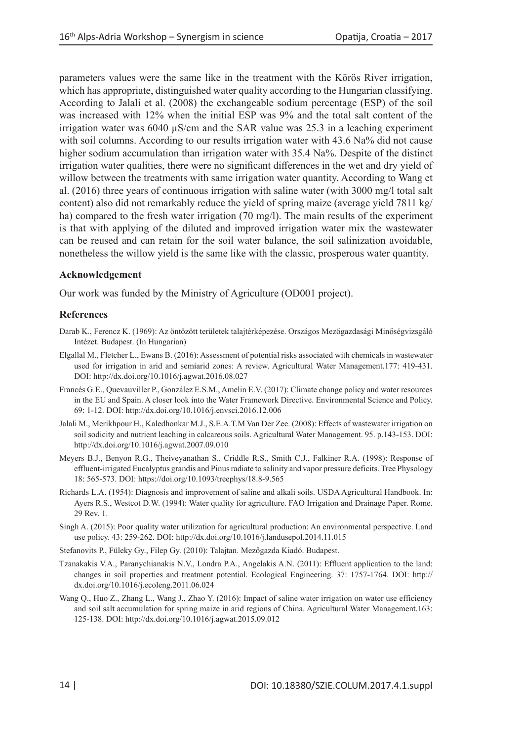parameters values were the same like in the treatment with the Körös River irrigation, which has appropriate, distinguished water quality according to the Hungarian classifying. According to Jalali et al. (2008) the exchangeable sodium percentage (ESP) of the soil was increased with 12% when the initial ESP was 9% and the total salt content of the irrigation water was 6040 µS/cm and the SAR value was 25.3 in a leaching experiment with soil columns. According to our results irrigation water with 43.6 Na% did not cause higher sodium accumulation than irrigation water with 35.4 Na%. Despite of the distinct irrigation water qualities, there were no significant differences in the wet and dry yield of willow between the treatments with same irrigation water quantity. According to Wang et al. (2016) three years of continuous irrigation with saline water (with 3000 mg/l total salt content) also did not remarkably reduce the yield of spring maize (average yield 7811 kg/ha) compared to the fresh water irrigation (70 mg/l). The main results of the experiment is that with applying of the diluted and improved irrigation water mix the wastewater can be reused and can retain for the soil water balance, the soil salinization avoidable, nonetheless the willow yield is the same like with the classic, prosperous water quantity.

**Acknowledgement**

Our work was funded by the Ministry of Agriculture (OD001 project).

**References**

Darab K., Ferencz K. (1969): Az öntözött területek talajtérképezése. Országos Mezőgazdasági Minőségvizsgáló Intézet. Budapest. (In Hungarian)

Elgallal M., Fletcher L., Ewans B. (2016): Assessment of potential risks associated with chemicals in wastewater used for irrigation in arid and semiarid zones: A review. Agricultural Water Management.177: 419-431. DOI: http://dx.doi.org/10.1016/j.agwat.2016.08.027

Francés G.E., Quevauviller P., González E.S.M., Amelin E.V. (2017): Climate change policy and water resources in the EU and Spain. A closer look into the Water Framework Directive. Environmental Science and Policy. 69: 1-12. DOI: http://dx.doi.org/10.1016/j.envsci.2016.12.006

Jalali M., Merikhpour H., Kaledhonkar M.J., S.E.A.T.M Van Der Zee. (2008): Effects of wastewater irrigation on soil sodicity and nutrient leaching in calcareous soils. Agricultural Water Management. 95. p.143-153. DOI: http://dx.doi.org/10.1016/j.agwat.2007.09.010

Meyers B.J., Benyon R.G., Theiveyanathan S., Criddle R.S., Smith C.J., Falkiner R.A. (1998): Response of effluent-irrigated Eucalyptus grandis and Pinus radiate to salinity and vapor pressure deficits. Tree Physology 18: 565-573. DOI: https://doi.org/10.1093/treephys/18.8-9.565

Richards L.A. (1954): Diagnosis and improvement of saline and alkali soils. USDA Agricultural Handbook. In: Ayers R.S., Westcot D.W. (1994): Water quality for agriculture. FAO Irrigation and Drainage Paper. Rome. 29 Rev. 1.

Singh A. (2015): Poor quality water utilization for agricultural production: An environmental perspective. Land use policy. 43: 259-262. DOI: http://dx.doi.org/10.1016/j.landusepol.2014.11.015

Stefanovits P., Füleky Gy., Filep Gy. (2010): Talajtan. Mezőgazda Kiadó. Budapest.

Tzanakakis V.A., Paranychianakis N.V., Londra P.A., Angelakis A.N. (2011): Effluent application to the land: changes in soil properties and treatment potential. Ecological Engineering. 37: 1757-1764. DOI: http://dx.doi.org/10.1016/j.ecoleng.2011.06.024

Wang Q., Huo Z., Zhang L., Wang J., Zhao Y. (2016): Impact of saline water irrigation on water use efficiency and soil salt accumulation for spring maize in arid regions of China. Agricultural Water Management.163: 125-138. DOI: http://dx.doi.org/10.1016/j.agwat.2015.09.012